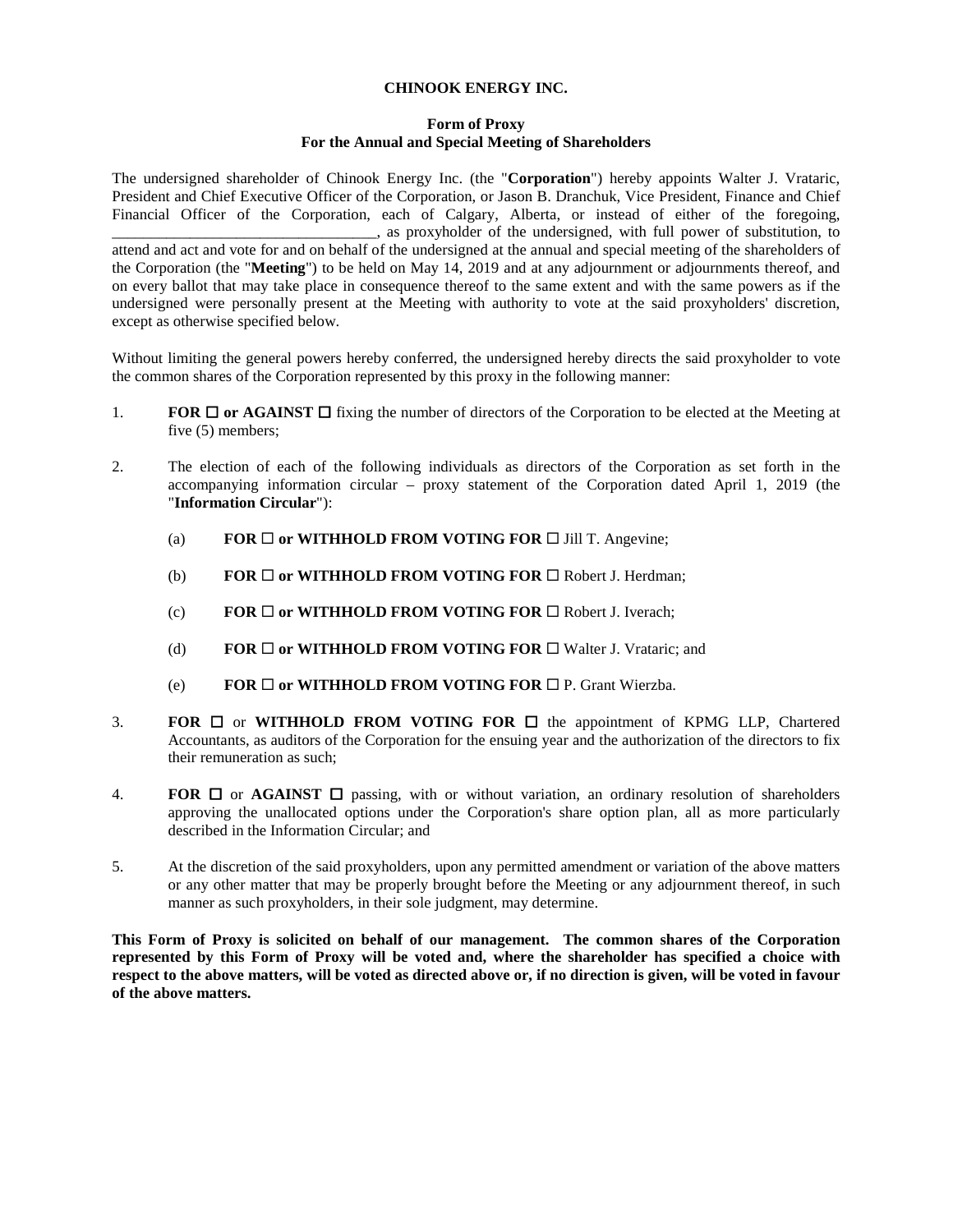**CHINOOK ENERGY INC.**

**Form of Proxy**
**For the Annual and Special Meeting of Shareholders**

The undersigned shareholder of Chinook Energy Inc. (the "**Corporation**") hereby appoints Walter J. Vrataric, President and Chief Executive Officer of the Corporation, or Jason B. Dranchuk, Vice President, Finance and Chief Financial Officer of the Corporation, each of Calgary, Alberta, or instead of either of the foregoing, ________________________________, as proxyholder of the undersigned, with full power of substitution, to attend and act and vote for and on behalf of the undersigned at the annual and special meeting of the shareholders of the Corporation (the "**Meeting**") to be held on May 14, 2019 and at any adjournment or adjournments thereof, and on every ballot that may take place in consequence thereof to the same extent and with the same powers as if the undersigned were personally present at the Meeting with authority to vote at the said proxyholders' discretion, except as otherwise specified below.

Without limiting the general powers hereby conferred, the undersigned hereby directs the said proxyholder to vote the common shares of the Corporation represented by this proxy in the following manner:

1. **FOR ☐ or AGAINST ☐** fixing the number of directors of the Corporation to be elected at the Meeting at five (5) members;

2. The election of each of the following individuals as directors of the Corporation as set forth in the accompanying information circular – proxy statement of the Corporation dated April 1, 2019 (the "**Information Circular**"):

   (a) **FOR ☐ or WITHHOLD FROM VOTING FOR ☐** Jill T. Angevine;

   (b) **FOR ☐ or WITHHOLD FROM VOTING FOR ☐** Robert J. Herdman;

   (c) **FOR ☐ or WITHHOLD FROM VOTING FOR ☐** Robert J. Iverach;

   (d) **FOR ☐ or WITHHOLD FROM VOTING FOR ☐** Walter J. Vrataric; and

   (e) **FOR ☐ or WITHHOLD FROM VOTING FOR ☐** P. Grant Wierzba.

3. **FOR ☐** or **WITHHOLD FROM VOTING FOR ☐** the appointment of KPMG LLP, Chartered Accountants, as auditors of the Corporation for the ensuing year and the authorization of the directors to fix their remuneration as such;

4. **FOR ☐** or **AGAINST ☐** passing, with or without variation, an ordinary resolution of shareholders approving the unallocated options under the Corporation's share option plan, all as more particularly described in the Information Circular; and

5. At the discretion of the said proxyholders, upon any permitted amendment or variation of the above matters or any other matter that may be properly brought before the Meeting or any adjournment thereof, in such manner as such proxyholders, in their sole judgment, may determine.

**This Form of Proxy is solicited on behalf of our management. The common shares of the Corporation represented by this Form of Proxy will be voted and, where the shareholder has specified a choice with respect to the above matters, will be voted as directed above or, if no direction is given, will be voted in favour of the above matters.**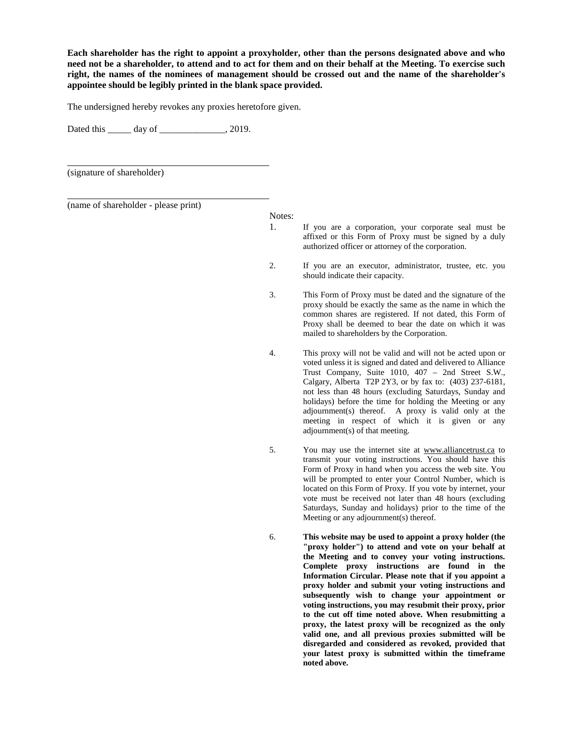**Each shareholder has the right to appoint a proxyholder, other than the persons designated above and who need not be a shareholder, to attend and to act for them and on their behalf at the Meeting. To exercise such right, the names of the nominees of management should be crossed out and the name of the shareholder's appointee should be legibly printed in the blank space provided.**

The undersigned hereby revokes any proxies heretofore given.

Dated this _____ day of ______________, 2019.

_____________________________________________
(signature of shareholder)

_____________________________________________
(name of shareholder - please print)

Notes:

1. If you are a corporation, your corporate seal must be affixed or this Form of Proxy must be signed by a duly authorized officer or attorney of the corporation.

2. If you are an executor, administrator, trustee, etc. you should indicate their capacity.

3. This Form of Proxy must be dated and the signature of the proxy should be exactly the same as the name in which the common shares are registered. If not dated, this Form of Proxy shall be deemed to bear the date on which it was mailed to shareholders by the Corporation.

4. This proxy will not be valid and will not be acted upon or voted unless it is signed and dated and delivered to Alliance Trust Company, Suite 1010, 407 – 2nd Street S.W., Calgary, Alberta T2P 2Y3, or by fax to: (403) 237-6181, not less than 48 hours (excluding Saturdays, Sunday and holidays) before the time for holding the Meeting or any adjournment(s) thereof. A proxy is valid only at the meeting in respect of which it is given or any adjournment(s) of that meeting.

5. You may use the internet site at www.alliancetrust.ca to transmit your voting instructions. You should have this Form of Proxy in hand when you access the web site. You will be prompted to enter your Control Number, which is located on this Form of Proxy. If you vote by internet, your vote must be received not later than 48 hours (excluding Saturdays, Sunday and holidays) prior to the time of the Meeting or any adjournment(s) thereof.

6. **This website may be used to appoint a proxy holder (the "proxy holder") to attend and vote on your behalf at the Meeting and to convey your voting instructions. Complete proxy instructions are found in the Information Circular. Please note that if you appoint a proxy holder and submit your voting instructions and subsequently wish to change your appointment or voting instructions, you may resubmit their proxy, prior to the cut off time noted above. When resubmitting a proxy, the latest proxy will be recognized as the only valid one, and all previous proxies submitted will be disregarded and considered as revoked, provided that your latest proxy is submitted within the timeframe noted above.**